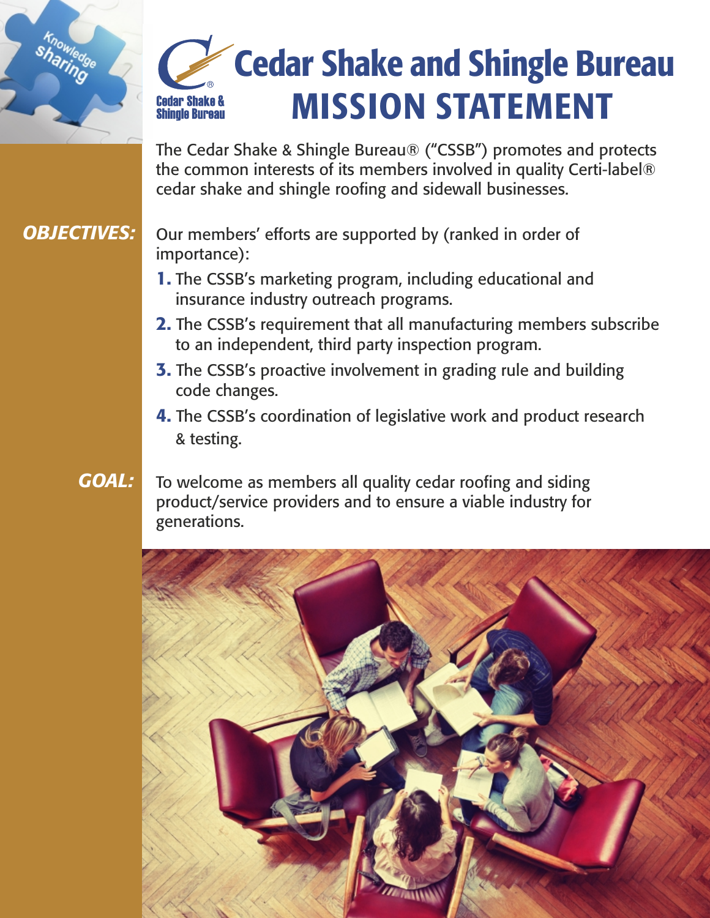# Cedar Shake and Shingle Bureau MISSION STATEMENT

The Cedar Shake & Shingle Bureau® ("CSSB") promotes and protects the common interests of its members involved in quality Certi-label® cedar shake and shingle roofing and sidewall businesses.

***OBJECTIVES:***

Our members' efforts are supported by (ranked in order of importance):

1. The CSSB's marketing program, including educational and insurance industry outreach programs.
2. The CSSB's requirement that all manufacturing members subscribe to an independent, third party inspection program.
3. The CSSB's proactive involvement in grading rule and building code changes.
4. The CSSB's coordination of legislative work and product research & testing.

***GOAL:***

To welcome as members all quality cedar roofing and siding product/service providers and to ensure a viable industry for generations.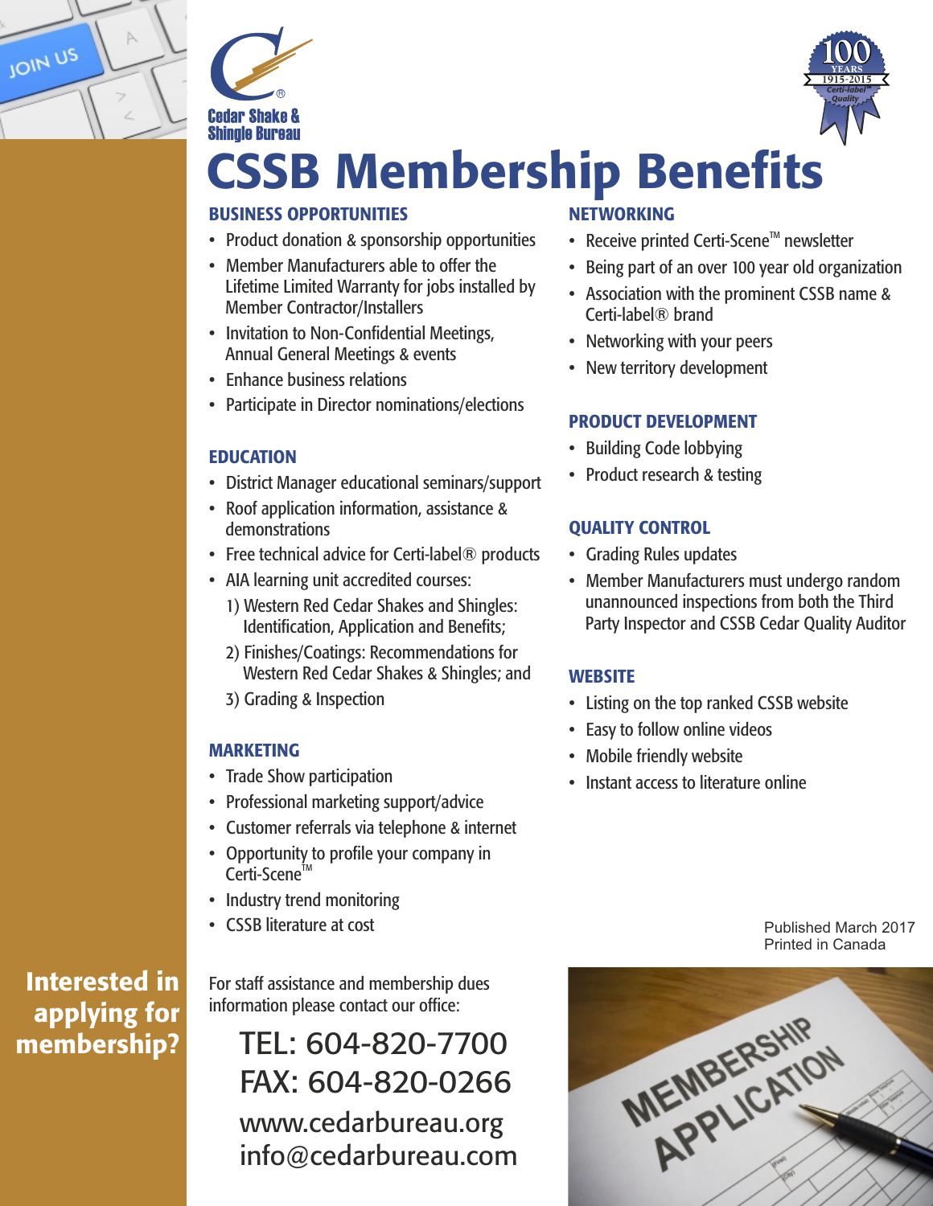Cedar Shake & Shingle Bureau

# CSSB Membership Benefits

## BUSINESS OPPORTUNITIES

- Product donation & sponsorship opportunities
- Member Manufacturers able to offer the Lifetime Limited Warranty for jobs installed by Member Contractor/Installers
- Invitation to Non-Confidential Meetings, Annual General Meetings & events
- Enhance business relations
- Participate in Director nominations/elections

## EDUCATION

- District Manager educational seminars/support
- Roof application information, assistance & demonstrations
- Free technical advice for Certi-label® products
- AIA learning unit accredited courses:
  1) Western Red Cedar Shakes and Shingles: Identification, Application and Benefits;
  2) Finishes/Coatings: Recommendations for Western Red Cedar Shakes & Shingles; and
  3) Grading & Inspection

## MARKETING

- Trade Show participation
- Professional marketing support/advice
- Customer referrals via telephone & internet
- Opportunity to profile your company in Certi-Scene™
- Industry trend monitoring
- CSSB literature at cost

## NETWORKING

- Receive printed Certi-Scene™ newsletter
- Being part of an over 100 year old organization
- Association with the prominent CSSB name & Certi-label® brand
- Networking with your peers
- New territory development

## PRODUCT DEVELOPMENT

- Building Code lobbying
- Product research & testing

## QUALITY CONTROL

- Grading Rules updates
- Member Manufacturers must undergo random unannounced inspections from both the Third Party Inspector and CSSB Cedar Quality Auditor

## WEBSITE

- Listing on the top ranked CSSB website
- Easy to follow online videos
- Mobile friendly website
- Instant access to literature online

Published March 2017
Printed in Canada

## Interested in applying for membership?

For staff assistance and membership dues information please contact our office:

TEL: 604-820-7700
FAX: 604-820-0266
www.cedarbureau.org
info@cedarbureau.com